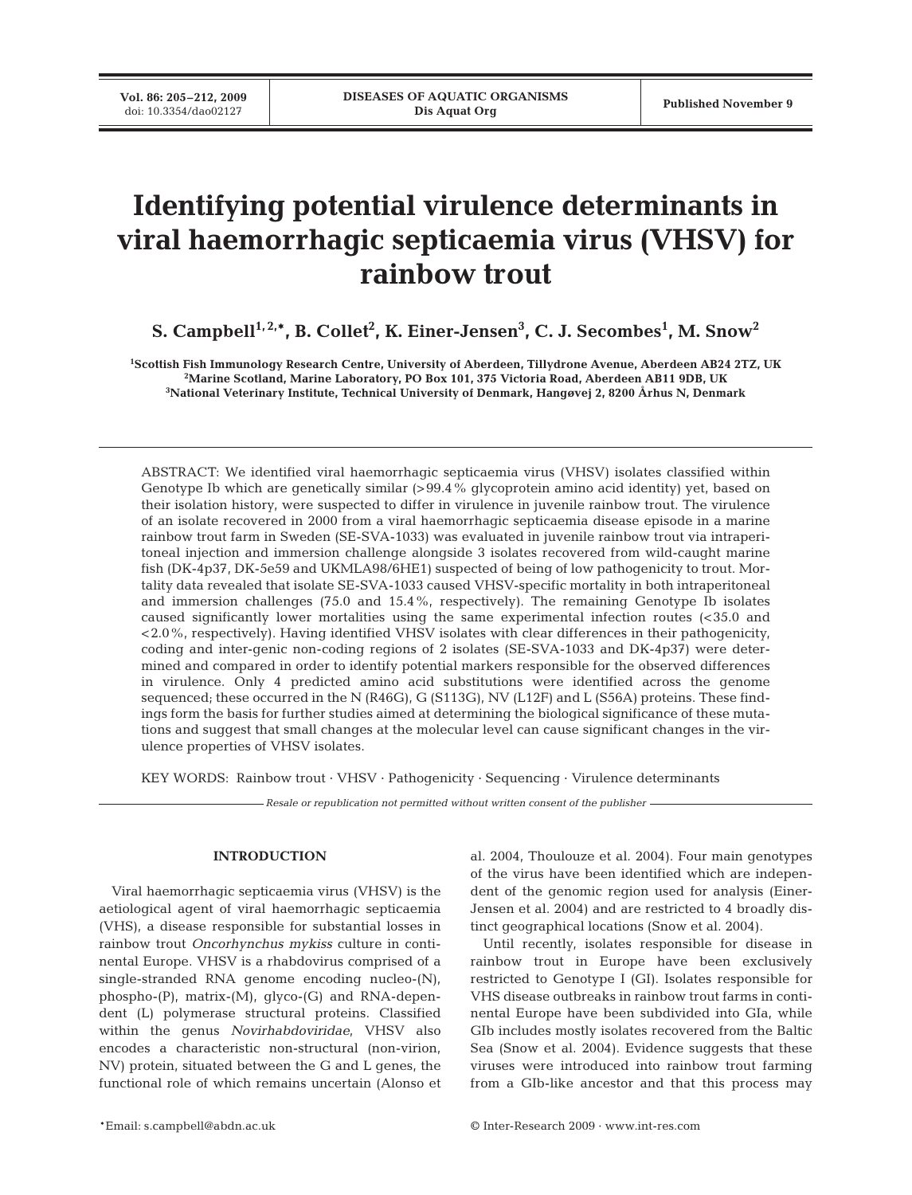# Identifying potential virulence determinants in viral haemorrhagic septicaemia virus (VHSV) for rainbow trout

**S. Campbell[1,2,*], B. Collet[2], K. Einer-Jensen[3], C. J. Secombes[1], M. Snow[2]**

[1]Scottish Fish Immunology Research Centre, University of Aberdeen, Tillydrone Avenue, Aberdeen AB24 2TZ, UK
[2]Marine Scotland, Marine Laboratory, PO Box 101, 375 Victoria Road, Aberdeen AB11 9DB, UK
[3]National Veterinary Institute, Technical University of Denmark, Hangøvej 2, 8200 Århus N, Denmark

ABSTRACT: We identified viral haemorrhagic septicaemia virus (VHSV) isolates classified within Genotype Ib which are genetically similar (>99.4% glycoprotein amino acid identity) yet, based on their isolation history, were suspected to differ in virulence in juvenile rainbow trout. The virulence of an isolate recovered in 2000 from a viral haemorrhagic septicaemia disease episode in a marine rainbow trout farm in Sweden (SE-SVA-1033) was evaluated in juvenile rainbow trout via intraperitoneal injection and immersion challenge alongside 3 isolates recovered from wild-caught marine fish (DK-4p37, DK-5e59 and UKMLA98/6HE1) suspected of being of low pathogenicity to trout. Mortality data revealed that isolate SE-SVA-1033 caused VHSV-specific mortality in both intraperitoneal and immersion challenges (75.0 and 15.4%, respectively). The remaining Genotype Ib isolates caused significantly lower mortalities using the same experimental infection routes (<35.0 and <2.0%, respectively). Having identified VHSV isolates with clear differences in their pathogenicity, coding and inter-genic non-coding regions of 2 isolates (SE-SVA-1033 and DK-4p37) were determined and compared in order to identify potential markers responsible for the observed differences in virulence. Only 4 predicted amino acid substitutions were identified across the genome sequenced; these occurred in the N (R46G), G (S113G), NV (L12F) and L (S56A) proteins. These findings form the basis for further studies aimed at determining the biological significance of these mutations and suggest that small changes at the molecular level can cause significant changes in the virulence properties of VHSV isolates.

KEY WORDS: Rainbow trout · VHSV · Pathogenicity · Sequencing · Virulence determinants

*Resale or republication not permitted without written consent of the publisher*

## INTRODUCTION

Viral haemorrhagic septicaemia virus (VHSV) is the aetiological agent of viral haemorrhagic septicaemia (VHS), a disease responsible for substantial losses in rainbow trout *Oncorhynchus mykiss* culture in continental Europe. VHSV is a rhabdovirus comprised of a single-stranded RNA genome encoding nucleo-(N), phospho-(P), matrix-(M), glyco-(G) and RNA-dependent (L) polymerase structural proteins. Classified within the genus *Novirhabdoviridae*, VHSV also encodes a characteristic non-structural (non-virion, NV) protein, situated between the G and L genes, the functional role of which remains uncertain (Alonso et al. 2004, Thoulouze et al. 2004). Four main genotypes of the virus have been identified which are independent of the genomic region used for analysis (Einer-Jensen et al. 2004) and are restricted to 4 broadly distinct geographical locations (Snow et al. 2004).

Until recently, isolates responsible for disease in rainbow trout in Europe have been exclusively restricted to Genotype I (GI). Isolates responsible for VHS disease outbreaks in rainbow trout farms in continental Europe have been subdivided into GIa, while GIb includes mostly isolates recovered from the Baltic Sea (Snow et al. 2004). Evidence suggests that these viruses were introduced into rainbow trout farming from a GIb-like ancestor and that this process may

*Email: s.campbell@abdn.ac.uk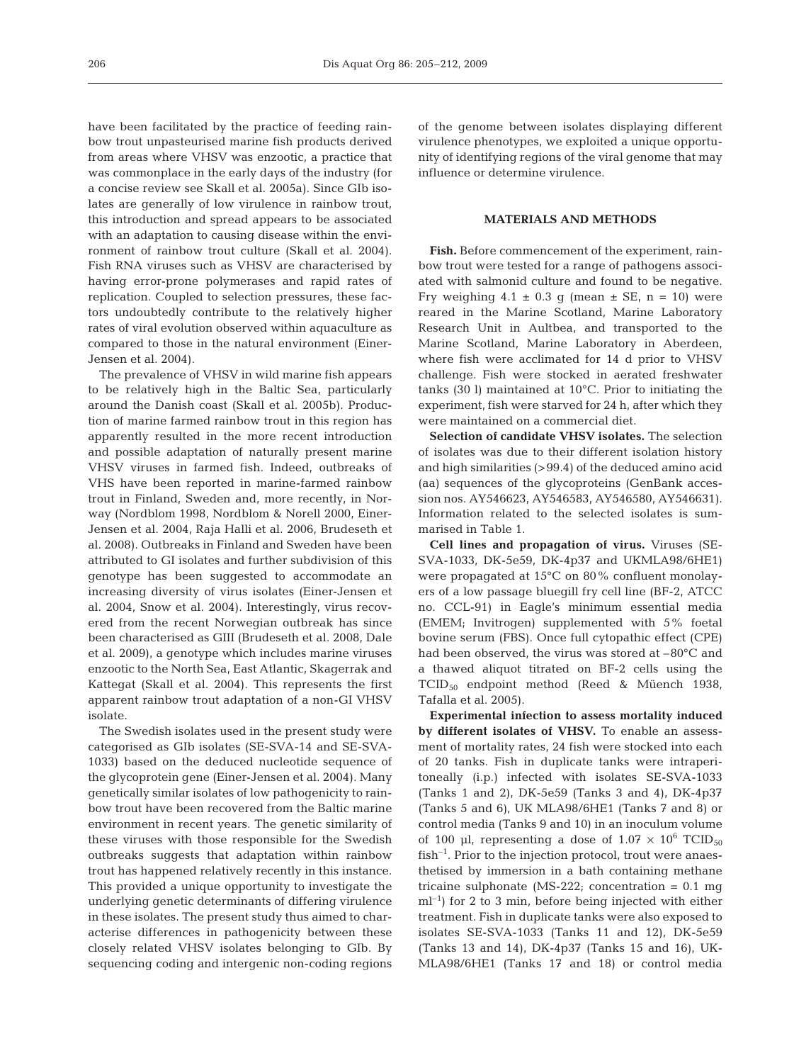have been facilitated by the practice of feeding rainbow trout unpasteurised marine fish products derived from areas where VHSV was enzootic, a practice that was commonplace in the early days of the industry (for a concise review see Skall et al. 2005a). Since GIb isolates are generally of low virulence in rainbow trout, this introduction and spread appears to be associated with an adaptation to causing disease within the environment of rainbow trout culture (Skall et al. 2004). Fish RNA viruses such as VHSV are characterised by having error-prone polymerases and rapid rates of replication. Coupled to selection pressures, these factors undoubtedly contribute to the relatively higher rates of viral evolution observed within aquaculture as compared to those in the natural environment (Einer-Jensen et al. 2004).

The prevalence of VHSV in wild marine fish appears to be relatively high in the Baltic Sea, particularly around the Danish coast (Skall et al. 2005b). Production of marine farmed rainbow trout in this region has apparently resulted in the more recent introduction and possible adaptation of naturally present marine VHSV viruses in farmed fish. Indeed, outbreaks of VHS have been reported in marine-farmed rainbow trout in Finland, Sweden and, more recently, in Norway (Nordblom 1998, Nordblom & Norell 2000, Einer-Jensen et al. 2004, Raja Halli et al. 2006, Brudeseth et al. 2008). Outbreaks in Finland and Sweden have been attributed to GI isolates and further subdivision of this genotype has been suggested to accommodate an increasing diversity of virus isolates (Einer-Jensen et al. 2004, Snow et al. 2004). Interestingly, virus recovered from the recent Norwegian outbreak has since been characterised as GIII (Brudeseth et al. 2008, Dale et al. 2009), a genotype which includes marine viruses enzootic to the North Sea, East Atlantic, Skagerrak and Kattegat (Skall et al. 2004). This represents the first apparent rainbow trout adaptation of a non-GI VHSV isolate.

The Swedish isolates used in the present study were categorised as GIb isolates (SE-SVA-14 and SE-SVA-1033) based on the deduced nucleotide sequence of the glycoprotein gene (Einer-Jensen et al. 2004). Many genetically similar isolates of low pathogenicity to rainbow trout have been recovered from the Baltic marine environment in recent years. The genetic similarity of these viruses with those responsible for the Swedish outbreaks suggests that adaptation within rainbow trout has happened relatively recently in this instance. This provided a unique opportunity to investigate the underlying genetic determinants of differing virulence in these isolates. The present study thus aimed to characterise differences in pathogenicity between these closely related VHSV isolates belonging to GIb. By sequencing coding and intergenic non-coding regions of the genome between isolates displaying different virulence phenotypes, we exploited a unique opportunity of identifying regions of the viral genome that may influence or determine virulence.

## MATERIALS AND METHODS

**Fish.** Before commencement of the experiment, rainbow trout were tested for a range of pathogens associated with salmonid culture and found to be negative. Fry weighing 4.1 ± 0.3 g (mean ± SE, n = 10) were reared in the Marine Scotland, Marine Laboratory Research Unit in Aultbea, and transported to the Marine Scotland, Marine Laboratory in Aberdeen, where fish were acclimated for 14 d prior to VHSV challenge. Fish were stocked in aerated freshwater tanks (30 l) maintained at 10°C. Prior to initiating the experiment, fish were starved for 24 h, after which they were maintained on a commercial diet.

**Selection of candidate VHSV isolates.** The selection of isolates was due to their different isolation history and high similarities (>99.4) of the deduced amino acid (aa) sequences of the glycoproteins (GenBank accession nos. AY546623, AY546583, AY546580, AY546631). Information related to the selected isolates is summarised in Table 1.

**Cell lines and propagation of virus.** Viruses (SE-SVA-1033, DK-5e59, DK-4p37 and UKMLA98/6HE1) were propagated at 15°C on 80% confluent monolayers of a low passage bluegill fry cell line (BF-2, ATCC no. CCL-91) in Eagle's minimum essential media (EMEM; Invitrogen) supplemented with 5% foetal bovine serum (FBS). Once full cytopathic effect (CPE) had been observed, the virus was stored at –80°C and a thawed aliquot titrated on BF-2 cells using the $TCID_{50}$ endpoint method (Reed & Müench 1938, Tafalla et al. 2005).

**Experimental infection to assess mortality induced by different isolates of VHSV.** To enable an assessment of mortality rates, 24 fish were stocked into each of 20 tanks. Fish in duplicate tanks were intraperitoneally (i.p.) infected with isolates SE-SVA-1033 (Tanks 1 and 2), DK-5e59 (Tanks 3 and 4), DK-4p37 (Tanks 5 and 6), UK MLA98/6HE1 (Tanks 7 and 8) or control media (Tanks 9 and 10) in an inoculum volume of 100 µl, representing a dose of $1.07 \times 10^6$ $TCID_{50}$ $fish^{-1}$. Prior to the injection protocol, trout were anaesthetised by immersion in a bath containing methane tricaine sulphonate (MS-222; concentration = 0.1 mg $ml^{-1}$) for 2 to 3 min, before being injected with either treatment. Fish in duplicate tanks were also exposed to isolates SE-SVA-1033 (Tanks 11 and 12), DK-5e59 (Tanks 13 and 14), DK-4p37 (Tanks 15 and 16), UK-MLA98/6HE1 (Tanks 17 and 18) or control media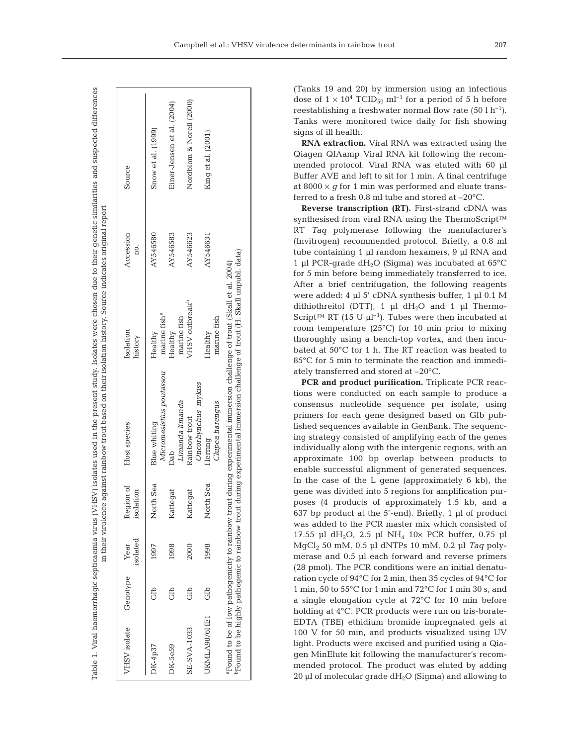Table 1. Viral haemorrhagic septicaemia virus (VHSV) isolates used in the present study. Isolates were chosen due to their genetic similarities and suspected differences in their virulence against rainbow trout based on their isolation history. Source indicates original report

| VHSV isolate | Genotype | Year isolated | Region of isolation | Host species | Isolation history | Accession no. | Source |
|---|---|---|---|---|---|---|---|
| DK-4p37 | GIb | 1997 | North Sea | Blue whiting *Micromesistius poutassou* | Healthy marine fish[a] | AY546580 | Snow et al. (1999) |
| DK-5e59 | GIb | 1998 | Kattegat | Dab *Limanda limanda* | Healthy marine fish | AY546583 | Einer-Jensen et al. (2004) |
| SE-SVA-1033 | GIb | 2000 | Kattegat | Rainbow trout *Oncorhynchus mykiss* | VHSV outbreak[b] | AY546623 | Nordblom & Norell (2000) |
| UKMLA98/6HE1 | GIb | 1998 | North Sea | Herring *Clupea harengus* | Healthy marine fish | AY546631 | King et al. (2001) |

[a]Found to be of low pathogenicity to rainbow trout during experimental immersion challenge of trout (Skall et al. 2004)
[b]Found to be highly pathogenic to rainbow trout during experimental immersion challenge of trout (H. Skall unpubl. data)

(Tanks 19 and 20) by immersion using an infectious dose of $1 \times 10^4$ $TCID_{50}$ $ml^{-1}$ for a period of 5 h before reestablishing a freshwater normal flow rate (50 l $h^{-1}$). Tanks were monitored twice daily for fish showing signs of ill health.

**RNA extraction.** Viral RNA was extracted using the Qiagen QIAamp Viral RNA kit following the recommended protocol. Viral RNA was eluted with 60 µl Buffer AVE and left to sit for 1 min. A final centrifuge at $8000 \times g$ for 1 min was performed and eluate transferred to a fresh 0.8 ml tube and stored at –20°C.

**Reverse transcription (RT).** First-strand cDNA was synthesised from viral RNA using the ThermoScript™ RT *Taq* polymerase following the manufacturer's (Invitrogen) recommended protocol. Briefly, a 0.8 ml tube containing 1 µl random hexamers, 9 µl RNA and 1 µl PCR-grade $dH_2O$ (Sigma) was incubated at 65°C for 5 min before being immediately transferred to ice. After a brief centrifugation, the following reagents were added: 4 µl 5' cDNA synthesis buffer, 1 µl 0.1 M dithiothreitol (DTT), 1 µl $dH_2O$ and 1 µl ThermoScript™ RT (15 U $µl^{-1}$). Tubes were then incubated at room temperature (25°C) for 10 min prior to mixing thoroughly using a bench-top vortex, and then incubated at 50°C for 1 h. The RT reaction was heated to 85°C for 5 min to terminate the reaction and immediately transferred and stored at –20°C.

**PCR and product purification.** Triplicate PCR reactions were conducted on each sample to produce a consensus nucleotide sequence per isolate, using primers for each gene designed based on GIb published sequences available in GenBank. The sequencing strategy consisted of amplifying each of the genes individually along with the intergenic regions, with an approximate 100 bp overlap between products to enable successful alignment of generated sequences. In the case of the L gene (approximately 6 kb), the gene was divided into 5 regions for amplification purposes (4 products of approximately 1.5 kb, and a 637 bp product at the 5'-end). Briefly, 1 µl of product was added to the PCR master mix which consisted of 17.55 µl $dH_2O$, 2.5 µl $NH_4$ 10× PCR buffer, 0.75 µl $MgCl_2$ 50 mM, 0.5 µl dNTPs 10 mM, 0.2 µl *Taq* polymerase and 0.5 µl each forward and reverse primers (28 pmol). The PCR conditions were an initial denaturation cycle of 94°C for 2 min, then 35 cycles of 94°C for 1 min, 50 to 55°C for 1 min and 72°C for 1 min 30 s, and a single elongation cycle at 72°C for 10 min before holding at 4°C. PCR products were run on tris-borate-EDTA (TBE) ethidium bromide impregnated gels at 100 V for 50 min, and products visualized using UV light. Products were excised and purified using a Qiagen MinElute kit following the manufacturer's recommended protocol. The product was eluted by adding 20 µl of molecular grade $dH_2O$ (Sigma) and allowing to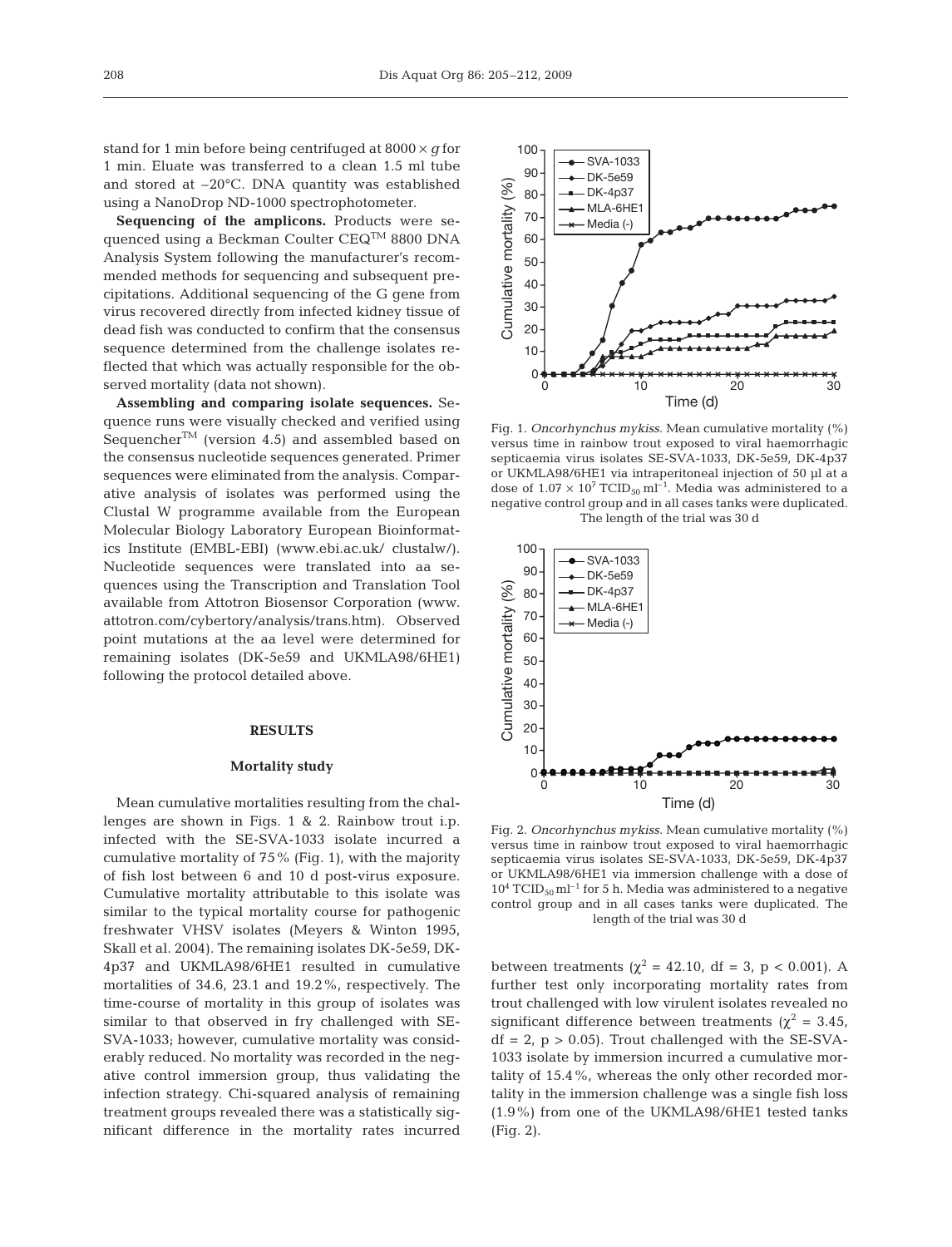stand for 1 min before being centrifuged at 8000 × *g* for 1 min. Eluate was transferred to a clean 1.5 ml tube and stored at –20°C. DNA quantity was established using a NanoDrop ND-1000 spectrophotometer.

**Sequencing of the amplicons.** Products were sequenced using a Beckman Coulter CEQ™ 8800 DNA Analysis System following the manufacturer's recommended methods for sequencing and subsequent precipitations. Additional sequencing of the G gene from virus recovered directly from infected kidney tissue of dead fish was conducted to confirm that the consensus sequence determined from the challenge isolates reflected that which was actually responsible for the observed mortality (data not shown).

**Assembling and comparing isolate sequences.** Sequence runs were visually checked and verified using Sequencher™ (version 4.5) and assembled based on the consensus nucleotide sequences generated. Primer sequences were eliminated from the analysis. Comparative analysis of isolates was performed using the Clustal W programme available from the European Molecular Biology Laboratory European Bioinformatics Institute (EMBL-EBI) (www.ebi.ac.uk/ clustalw/). Nucleotide sequences were translated into aa sequences using the Transcription and Translation Tool available from Attotron Biosensor Corporation (www. attotron.com/cybertory/analysis/trans.htm). Observed point mutations at the aa level were determined for remaining isolates (DK-5e59 and UKMLA98/6HE1) following the protocol detailed above.

## RESULTS

### Mortality study

Mean cumulative mortalities resulting from the challenges are shown in Figs. 1 & 2. Rainbow trout i.p. infected with the SE-SVA-1033 isolate incurred a cumulative mortality of 75% (Fig. 1), with the majority of fish lost between 6 and 10 d post-virus exposure. Cumulative mortality attributable to this isolate was similar to the typical mortality course for pathogenic freshwater VHSV isolates (Meyers & Winton 1995, Skall et al. 2004). The remaining isolates DK-5e59, DK-4p37 and UKMLA98/6HE1 resulted in cumulative mortalities of 34.6, 23.1 and 19.2%, respectively. The time-course of mortality in this group of isolates was similar to that observed in fry challenged with SE-SVA-1033; however, cumulative mortality was considerably reduced. No mortality was recorded in the negative control immersion group, thus validating the infection strategy. Chi-squared analysis of remaining treatment groups revealed there was a statistically significant difference in the mortality rates incurred between treatments ($\chi^2 = 42.10$, df = 3, $p < 0.001$). A further test only incorporating mortality rates from trout challenged with low virulent isolates revealed no significant difference between treatments ($\chi^2 = 3.45$, df = 2, $p > 0.05$). Trout challenged with the SE-SVA-1033 isolate by immersion incurred a cumulative mortality of 15.4%, whereas the only other recorded mortality in the immersion challenge was a single fish loss (1.9%) from one of the UKMLA98/6HE1 tested tanks (Fig. 2).

Fig. 1. *Oncorhynchus mykiss*. Mean cumulative mortality (%) versus time in rainbow trout exposed to viral haemorrhagic septicaemia virus isolates SE-SVA-1033, DK-5e59, DK-4p37 or UKMLA98/6HE1 via intraperitoneal injection of 50 µl at a dose of $1.07 \times 10^7$ $TCID_{50}$ $ml^{-1}$. Media was administered to a negative control group and in all cases tanks were duplicated. The length of the trial was 30 d

Fig. 2. *Oncorhynchus mykiss*. Mean cumulative mortality (%) versus time in rainbow trout exposed to viral haemorrhagic septicaemia virus isolates SE-SVA-1033, DK-5e59, DK-4p37 or UKMLA98/6HE1 via immersion challenge with a dose of $10^4$ $TCID_{50}$ $ml^{-1}$ for 5 h. Media was administered to a negative control group and in all cases tanks were duplicated. The length of the trial was 30 d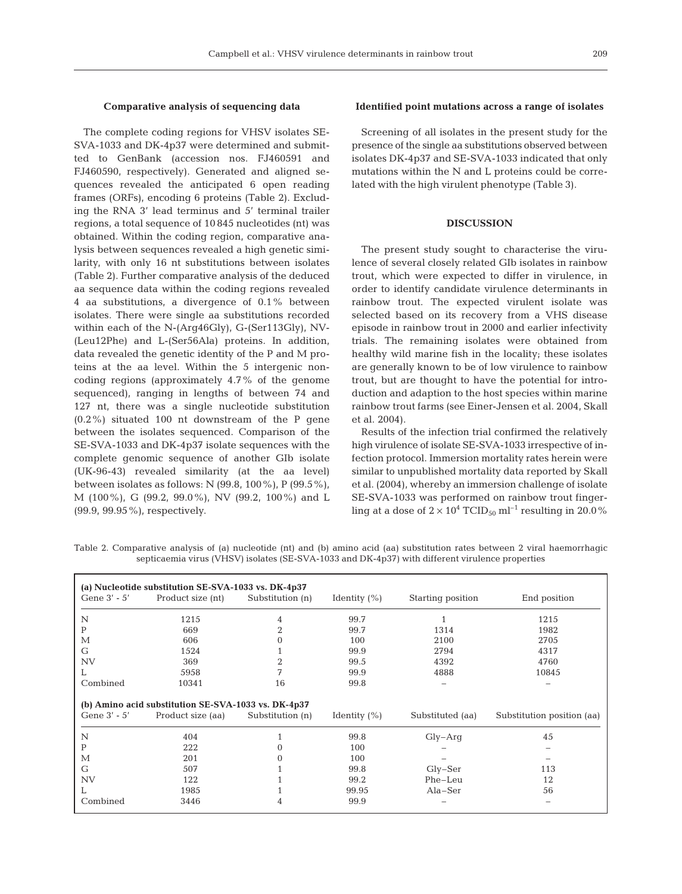### Comparative analysis of sequencing data

The complete coding regions for VHSV isolates SE-SVA-1033 and DK-4p37 were determined and submitted to GenBank (accession nos. FJ460591 and FJ460590, respectively). Generated and aligned sequences revealed the anticipated 6 open reading frames (ORFs), encoding 6 proteins (Table 2). Excluding the RNA 3′ lead terminus and 5′ terminal trailer regions, a total sequence of 10 845 nucleotides (nt) was obtained. Within the coding region, comparative analysis between sequences revealed a high genetic similarity, with only 16 nt substitutions between isolates (Table 2). Further comparative analysis of the deduced aa sequence data within the coding regions revealed 4 aa substitutions, a divergence of 0.1% between isolates. There were single aa substitutions recorded within each of the N-(Arg46Gly), G-(Ser113Gly), NV-(Leu12Phe) and L-(Ser56Ala) proteins. In addition, data revealed the genetic identity of the P and M proteins at the aa level. Within the 5 intergenic non-coding regions (approximately 4.7% of the genome sequenced), ranging in lengths of between 74 and 127 nt, there was a single nucleotide substitution (0.2%) situated 100 nt downstream of the P gene between the isolates sequenced. Comparison of the SE-SVA-1033 and DK-4p37 isolate sequences with the complete genomic sequence of another GIb isolate (UK-96-43) revealed similarity (at the aa level) between isolates as follows: N (99.8, 100%), P (99.5%), M (100%), G (99.2, 99.0%), NV (99.2, 100%) and L (99.9, 99.95%), respectively.

### Identified point mutations across a range of isolates

Screening of all isolates in the present study for the presence of the single aa substitutions observed between isolates DK-4p37 and SE-SVA-1033 indicated that only mutations within the N and L proteins could be correlated with the high virulent phenotype (Table 3).

## DISCUSSION

The present study sought to characterise the virulence of several closely related GIb isolates in rainbow trout, which were expected to differ in virulence, in order to identify candidate virulence determinants in rainbow trout. The expected virulent isolate was selected based on its recovery from a VHS disease episode in rainbow trout in 2000 and earlier infectivity trials. The remaining isolates were obtained from healthy wild marine fish in the locality; these isolates are generally known to be of low virulence to rainbow trout, but are thought to have the potential for introduction and adaption to the host species within marine rainbow trout farms (see Einer-Jensen et al. 2004, Skall et al. 2004).

Results of the infection trial confirmed the relatively high virulence of isolate SE-SVA-1033 irrespective of infection protocol. Immersion mortality rates herein were similar to unpublished mortality data reported by Skall et al. (2004), whereby an immersion challenge of isolate SE-SVA-1033 was performed on rainbow trout fingerling at a dose of $2 \times 10^4$ $TCID_{50}$ $ml^{-1}$ resulting in 20.0%

Table 2. Comparative analysis of (a) nucleotide (nt) and (b) amino acid (aa) substitution rates between 2 viral haemorrhagic septicaemia virus (VHSV) isolates (SE-SVA-1033 and DK-4p37) with different virulence properties

**(a) Nucleotide substitution SE-SVA-1033 vs. DK-4p37**

| Gene 3′ - 5′ | Product size (nt) | Substitution (n) | Identity (%) | Starting position | End position |
|---|---|---|---|---|---|
| N | 1215 | 4 | 99.7 | 1 | 1215 |
| P | 669 | 2 | 99.7 | 1314 | 1982 |
| M | 606 | 0 | 100 | 2100 | 2705 |
| G | 1524 | 1 | 99.9 | 2794 | 4317 |
| NV | 369 | 2 | 99.5 | 4392 | 4760 |
| L | 5958 | 7 | 99.9 | 4888 | 10845 |
| Combined | 10341 | 16 | 99.8 | – | – |

**(b) Amino acid substitution SE-SVA-1033 vs. DK-4p37**

| Gene 3′ - 5′ | Product size (aa) | Substitution (n) | Identity (%) | Substituted (aa) | Substitution position (aa) |
|---|---|---|---|---|---|
| N | 404 | 1 | 99.8 | Gly–Arg | 45 |
| P | 222 | 0 | 100 | – | – |
| M | 201 | 0 | 100 | – | – |
| G | 507 | 1 | 99.8 | Gly–Ser | 113 |
| NV | 122 | 1 | 99.2 | Phe–Leu | 12 |
| L | 1985 | 1 | 99.95 | Ala–Ser | 56 |
| Combined | 3446 | 4 | 99.9 | – | – |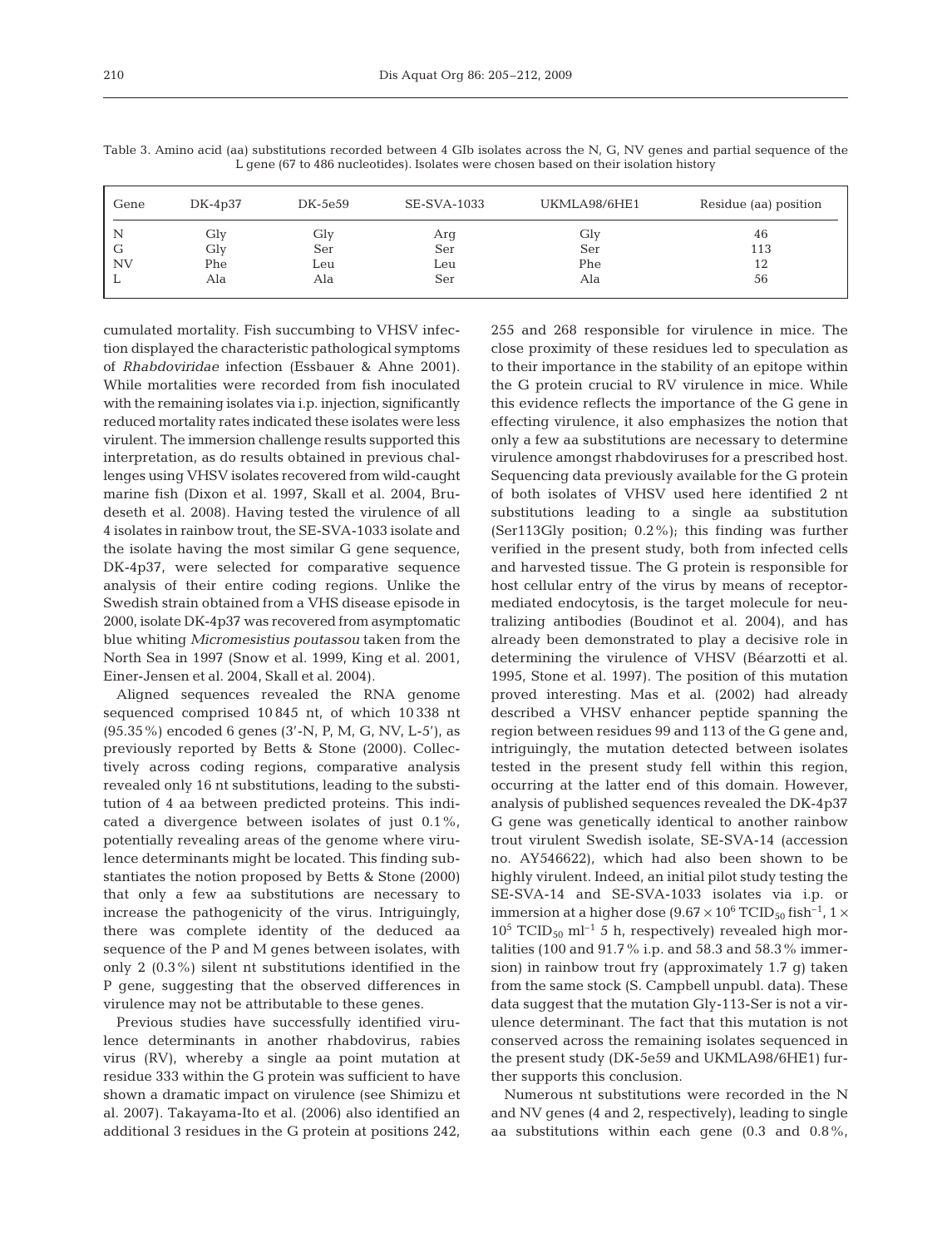Table 3. Amino acid (aa) substitutions recorded between 4 GIb isolates across the N, G, NV genes and partial sequence of the L gene (67 to 486 nucleotides). Isolates were chosen based on their isolation history

| Gene | DK-4p37 | DK-5e59 | SE-SVA-1033 | UKMLA98/6HE1 | Residue (aa) position |
|---|---|---|---|---|---|
| N | Gly | Gly | Arg | Gly | 46 |
| G | Gly | Ser | Ser | Ser | 113 |
| NV | Phe | Leu | Leu | Phe | 12 |
| L | Ala | Ala | Ser | Ala | 56 |

cumulated mortality. Fish succumbing to VHSV infection displayed the characteristic pathological symptoms of *Rhabdoviridae* infection (Essbauer & Ahne 2001). While mortalities were recorded from fish inoculated with the remaining isolates via i.p. injection, significantly reduced mortality rates indicated these isolates were less virulent. The immersion challenge results supported this interpretation, as do results obtained in previous challenges using VHSV isolates recovered from wild-caught marine fish (Dixon et al. 1997, Skall et al. 2004, Brudeseth et al. 2008). Having tested the virulence of all 4 isolates in rainbow trout, the SE-SVA-1033 isolate and the isolate having the most similar G gene sequence, DK-4p37, were selected for comparative sequence analysis of their entire coding regions. Unlike the Swedish strain obtained from a VHS disease episode in 2000, isolate DK-4p37 was recovered from asymptomatic blue whiting *Micromesistius poutassou* taken from the North Sea in 1997 (Snow et al. 1999, King et al. 2001, Einer-Jensen et al. 2004, Skall et al. 2004).

Aligned sequences revealed the RNA genome sequenced comprised 10 845 nt, of which 10 338 nt (95.35%) encoded 6 genes (3'-N, P, M, G, NV, L-5'), as previously reported by Betts & Stone (2000). Collectively across coding regions, comparative analysis revealed only 16 nt substitutions, leading to the substitution of 4 aa between predicted proteins. This indicated a divergence between isolates of just 0.1%, potentially revealing areas of the genome where virulence determinants might be located. This finding substantiates the notion proposed by Betts & Stone (2000) that only a few aa substitutions are necessary to increase the pathogenicity of the virus. Intriguingly, there was complete identity of the deduced aa sequence of the P and M genes between isolates, with only 2 (0.3%) silent nt substitutions identified in the P gene, suggesting that the observed differences in virulence may not be attributable to these genes.

Previous studies have successfully identified virulence determinants in another rhabdovirus, rabies virus (RV), whereby a single aa point mutation at residue 333 within the G protein was sufficient to have shown a dramatic impact on virulence (see Shimizu et al. 2007). Takayama-Ito et al. (2006) also identified an additional 3 residues in the G protein at positions 242, 255 and 268 responsible for virulence in mice. The close proximity of these residues led to speculation as to their importance in the stability of an epitope within the G protein crucial to RV virulence in mice. While this evidence reflects the importance of the G gene in effecting virulence, it also emphasizes the notion that only a few aa substitutions are necessary to determine virulence amongst rhabdoviruses for a prescribed host. Sequencing data previously available for the G protein of both isolates of VHSV used here identified 2 nt substitutions leading to a single aa substitution (Ser113Gly position; 0.2%); this finding was further verified in the present study, both from infected cells and harvested tissue. The G protein is responsible for host cellular entry of the virus by means of receptor-mediated endocytosis, is the target molecule for neutralizing antibodies (Boudinot et al. 2004), and has already been demonstrated to play a decisive role in determining the virulence of VHSV (Béarzotti et al. 1995, Stone et al. 1997). The position of this mutation proved interesting. Mas et al. (2002) had already described a VHSV enhancer peptide spanning the region between residues 99 and 113 of the G gene and, intriguingly, the mutation detected between isolates tested in the present study fell within this region, occurring at the latter end of this domain. However, analysis of published sequences revealed the DK-4p37 G gene was genetically identical to another rainbow trout virulent Swedish isolate, SE-SVA-14 (accession no. AY546622), which had also been shown to be highly virulent. Indeed, an initial pilot study testing the SE-SVA-14 and SE-SVA-1033 isolates via i.p. or immersion at a higher dose ($9.67 \times 10^6$ TCID$_{50}$ fish$^{-1}$, $1 \times 10^5$ TCID$_{50}$ ml$^{-1}$ 5 h, respectively) revealed high mortalities (100 and 91.7% i.p. and 58.3 and 58.3% immersion) in rainbow trout fry (approximately 1.7 g) taken from the same stock (S. Campbell unpubl. data). These data suggest that the mutation Gly-113-Ser is not a virulence determinant. The fact that this mutation is not conserved across the remaining isolates sequenced in the present study (DK-5e59 and UKMLA98/6HE1) further supports this conclusion.

Numerous nt substitutions were recorded in the N and NV genes (4 and 2, respectively), leading to single aa substitutions within each gene (0.3 and 0.8%,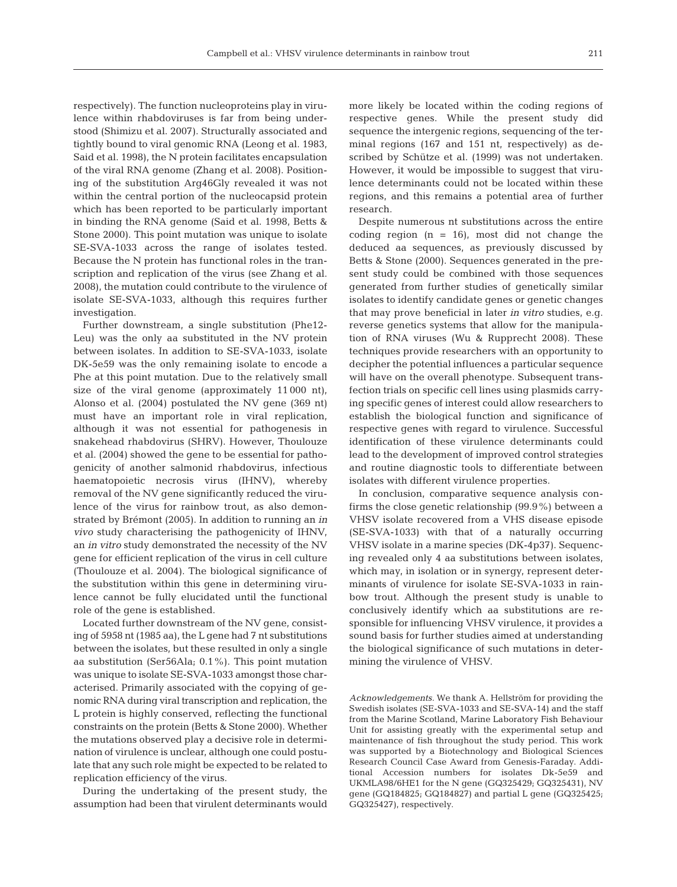respectively). The function nucleoproteins play in virulence within rhabdoviruses is far from being understood (Shimizu et al. 2007). Structurally associated and tightly bound to viral genomic RNA (Leong et al. 1983, Said et al. 1998), the N protein facilitates encapsulation of the viral RNA genome (Zhang et al. 2008). Positioning of the substitution Arg46Gly revealed it was not within the central portion of the nucleocapsid protein which has been reported to be particularly important in binding the RNA genome (Said et al. 1998, Betts & Stone 2000). This point mutation was unique to isolate SE-SVA-1033 across the range of isolates tested. Because the N protein has functional roles in the transcription and replication of the virus (see Zhang et al. 2008), the mutation could contribute to the virulence of isolate SE-SVA-1033, although this requires further investigation.

Further downstream, a single substitution (Phe12-Leu) was the only aa substituted in the NV protein between isolates. In addition to SE-SVA-1033, isolate DK-5e59 was the only remaining isolate to encode a Phe at this point mutation. Due to the relatively small size of the viral genome (approximately 11 000 nt), Alonso et al. (2004) postulated the NV gene (369 nt) must have an important role in viral replication, although it was not essential for pathogenesis in snakehead rhabdovirus (SHRV). However, Thoulouze et al. (2004) showed the gene to be essential for pathogenicity of another salmonid rhabdovirus, infectious haematopoietic necrosis virus (IHNV), whereby removal of the NV gene significantly reduced the virulence of the virus for rainbow trout, as also demonstrated by Brémont (2005). In addition to running an *in vivo* study characterising the pathogenicity of IHNV, an *in vitro* study demonstrated the necessity of the NV gene for efficient replication of the virus in cell culture (Thoulouze et al. 2004). The biological significance of the substitution within this gene in determining virulence cannot be fully elucidated until the functional role of the gene is established.

Located further downstream of the NV gene, consisting of 5958 nt (1985 aa), the L gene had 7 nt substitutions between the isolates, but these resulted in only a single aa substitution (Ser56Ala; 0.1%). This point mutation was unique to isolate SE-SVA-1033 amongst those characterised. Primarily associated with the copying of genomic RNA during viral transcription and replication, the L protein is highly conserved, reflecting the functional constraints on the protein (Betts & Stone 2000). Whether the mutations observed play a decisive role in determination of virulence is unclear, although one could postulate that any such role might be expected to be related to replication efficiency of the virus.

During the undertaking of the present study, the assumption had been that virulent determinants would more likely be located within the coding regions of respective genes. While the present study did sequence the intergenic regions, sequencing of the terminal regions (167 and 151 nt, respectively) as described by Schütze et al. (1999) was not undertaken. However, it would be impossible to suggest that virulence determinants could not be located within these regions, and this remains a potential area of further research.

Despite numerous nt substitutions across the entire coding region (n = 16), most did not change the deduced aa sequences, as previously discussed by Betts & Stone (2000). Sequences generated in the present study could be combined with those sequences generated from further studies of genetically similar isolates to identify candidate genes or genetic changes that may prove beneficial in later *in vitro* studies, e.g. reverse genetics systems that allow for the manipulation of RNA viruses (Wu & Rupprecht 2008). These techniques provide researchers with an opportunity to decipher the potential influences a particular sequence will have on the overall phenotype. Subsequent transfection trials on specific cell lines using plasmids carrying specific genes of interest could allow researchers to establish the biological function and significance of respective genes with regard to virulence. Successful identification of these virulence determinants could lead to the development of improved control strategies and routine diagnostic tools to differentiate between isolates with different virulence properties.

In conclusion, comparative sequence analysis confirms the close genetic relationship (99.9%) between a VHSV isolate recovered from a VHS disease episode (SE-SVA-1033) with that of a naturally occurring VHSV isolate in a marine species (DK-4p37). Sequencing revealed only 4 aa substitutions between isolates, which may, in isolation or in synergy, represent determinants of virulence for isolate SE-SVA-1033 in rainbow trout. Although the present study is unable to conclusively identify which aa substitutions are responsible for influencing VHSV virulence, it provides a sound basis for further studies aimed at understanding the biological significance of such mutations in determining the virulence of VHSV.

*Acknowledgements.* We thank A. Hellström for providing the Swedish isolates (SE-SVA-1033 and SE-SVA-14) and the staff from the Marine Scotland, Marine Laboratory Fish Behaviour Unit for assisting greatly with the experimental setup and maintenance of fish throughout the study period. This work was supported by a Biotechnology and Biological Sciences Research Council Case Award from Genesis-Faraday. Additional Accession numbers for isolates Dk-5e59 and UKMLA98/6HE1 for the N gene (GQ325429; GQ325431), NV gene (GQ184825; GQ184827) and partial L gene (GQ325425; GQ325427), respectively.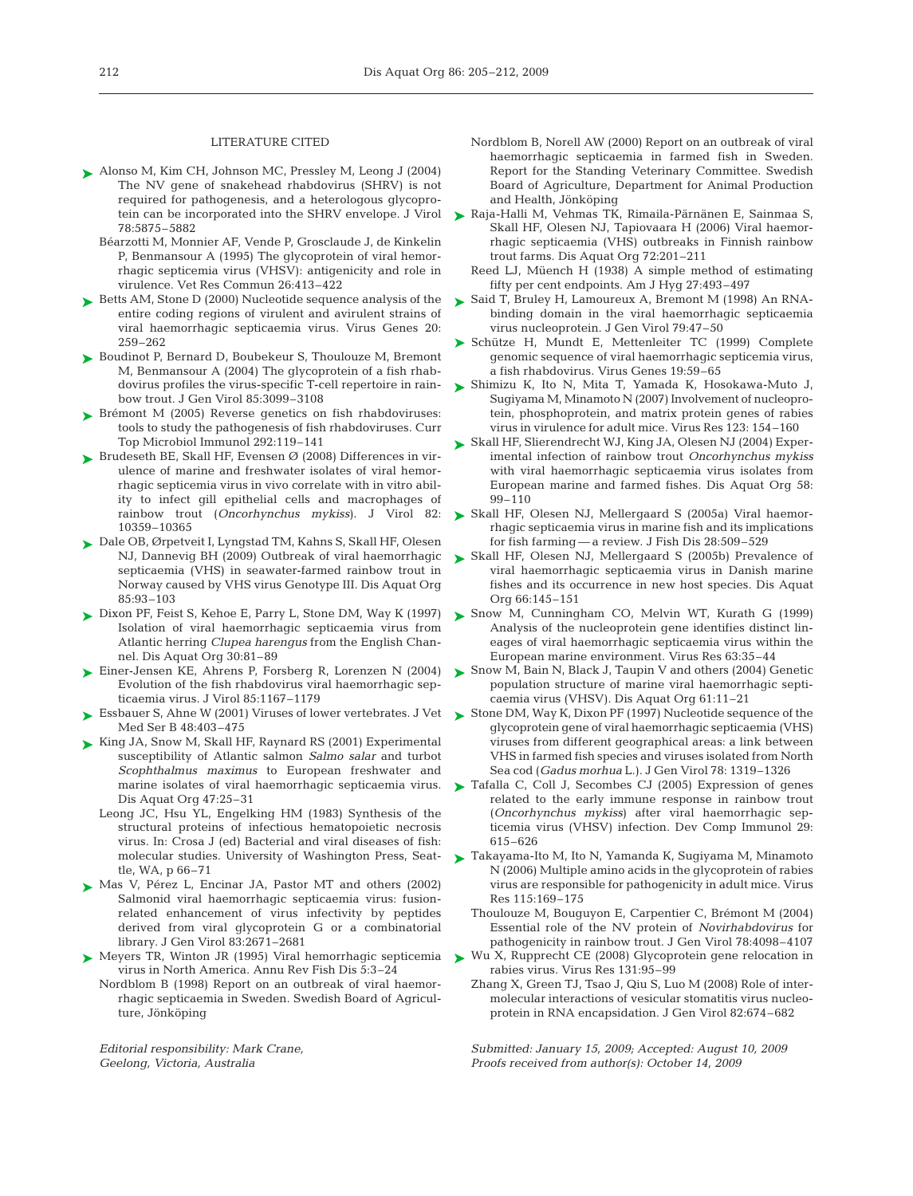## LITERATURE CITED

- Alonso M, Kim CH, Johnson MC, Pressley M, Leong J (2004) The NV gene of snakehead rhabdovirus (SHRV) is not required for pathogenesis, and a heterologous glycoprotein can be incorporated into the SHRV envelope. J Virol 78:5875–5882
- Béarzotti M, Monnier AF, Vende P, Grosclaude J, de Kinkelin P, Benmansour A (1995) The glycoprotein of viral hemorrhagic septicemia virus (VHSV): antigenicity and role in virulence. Vet Res Commun 26:413–422
- Betts AM, Stone D (2000) Nucleotide sequence analysis of the entire coding regions of virulent and avirulent strains of viral haemorrhagic septicaemia virus. Virus Genes 20: 259–262
- Boudinot P, Bernard D, Boubekeur S, Thoulouze M, Bremont M, Benmansour A (2004) The glycoprotein of a fish rhabdovirus profiles the virus-specific T-cell repertoire in rainbow trout. J Gen Virol 85:3099–3108
- Brémont M (2005) Reverse genetics on fish rhabdoviruses: tools to study the pathogenesis of fish rhabdoviruses. Curr Top Microbiol Immunol 292:119–141
- Brudeseth BE, Skall HF, Evensen Ø (2008) Differences in virulence of marine and freshwater isolates of viral hemorrhagic septicemia virus in vivo correlate with in vitro ability to infect gill epithelial cells and macrophages of rainbow trout (*Oncorhynchus mykiss*). J Virol 82: 10359–10365
- Dale OB, Ørpetveit I, Lyngstad TM, Kahns S, Skall HF, Olesen NJ, Dannevig BH (2009) Outbreak of viral haemorrhagic septicaemia (VHS) in seawater-farmed rainbow trout in Norway caused by VHS virus Genotype III. Dis Aquat Org 85:93–103
- Dixon PF, Feist S, Kehoe E, Parry L, Stone DM, Way K (1997) Isolation of viral haemorrhagic septicaemia virus from Atlantic herring *Clupea harengus* from the English Channel. Dis Aquat Org 30:81–89
- Einer-Jensen KE, Ahrens P, Forsberg R, Lorenzen N (2004) Evolution of the fish rhabdovirus viral haemorrhagic septicaemia virus. J Virol 85:1167–1179
- Essbauer S, Ahne W (2001) Viruses of lower vertebrates. J Vet Med Ser B 48:403–475
- King JA, Snow M, Skall HF, Raynard RS (2001) Experimental susceptibility of Atlantic salmon *Salmo salar* and turbot *Scophthalmus maximus* to European freshwater and marine isolates of viral haemorrhagic septicaemia virus. Dis Aquat Org 47:25–31
- Leong JC, Hsu YL, Engelking HM (1983) Synthesis of the structural proteins of infectious hematopoietic necrosis virus. In: Crosa J (ed) Bacterial and viral diseases of fish: molecular studies. University of Washington Press, Seattle, WA, p 66–71
- Mas V, Pérez L, Encinar JA, Pastor MT and others (2002) Salmonid viral haemorrhagic septicaemia virus: fusion-related enhancement of virus infectivity by peptides derived from viral glycoprotein G or a combinatorial library. J Gen Virol 83:2671–2681
- Meyers TR, Winton JR (1995) Viral hemorrhagic septicemia virus in North America. Annu Rev Fish Dis 5:3–24
- Nordblom B (1998) Report on an outbreak of viral haemorrhagic septicaemia in Sweden. Swedish Board of Agriculture, Jönköping
- Nordblom B, Norell AW (2000) Report on an outbreak of viral haemorrhagic septicaemia in farmed fish in Sweden. Report for the Standing Veterinary Committee. Swedish Board of Agriculture, Department for Animal Production and Health, Jönköping
- Raja-Halli M, Vehmas TK, Rimaila-Pärnänen E, Sainmaa S, Skall HF, Olesen NJ, Tapiovaara H (2006) Viral haemorrhagic septicaemia (VHS) outbreaks in Finnish rainbow trout farms. Dis Aquat Org 72:201–211
- Reed LJ, Müench H (1938) A simple method of estimating fifty per cent endpoints. Am J Hyg 27:493–497
- Said T, Bruley H, Lamoureux A, Bremont M (1998) An RNA-binding domain in the viral haemorrhagic septicaemia virus nucleoprotein. J Gen Virol 79:47–50
- Schütze H, Mundt E, Mettenleiter TC (1999) Complete genomic sequence of viral haemorrhagic septicemia virus, a fish rhabdovirus. Virus Genes 19:59–65
- Shimizu K, Ito N, Mita T, Yamada K, Hosokawa-Muto J, Sugiyama M, Minamoto N (2007) Involvement of nucleoprotein, phosphoprotein, and matrix protein genes of rabies virus in virulence for adult mice. Virus Res 123: 154–160
- Skall HF, Slierendrecht WJ, King JA, Olesen NJ (2004) Experimental infection of rainbow trout *Oncorhynchus mykiss* with viral haemorrhagic septicaemia virus isolates from European marine and farmed fishes. Dis Aquat Org 58: 99–110
- Skall HF, Olesen NJ, Mellergaard S (2005a) Viral haemorrhagic septicaemia virus in marine fish and its implications for fish farming — a review. J Fish Dis 28:509–529
- Skall HF, Olesen NJ, Mellergaard S (2005b) Prevalence of viral haemorrhagic septicaemia virus in Danish marine fishes and its occurrence in new host species. Dis Aquat Org 66:145–151
- Snow M, Cunningham CO, Melvin WT, Kurath G (1999) Analysis of the nucleoprotein gene identifies distinct lineages of viral haemorrhagic septicaemia virus within the European marine environment. Virus Res 63:35–44
- Snow M, Bain N, Black J, Taupin V and others (2004) Genetic population structure of marine viral haemorrhagic septicaemia virus (VHSV). Dis Aquat Org 61:11–21
- Stone DM, Way K, Dixon PF (1997) Nucleotide sequence of the glycoprotein gene of viral haemorrhagic septicaemia (VHS) viruses from different geographical areas: a link between VHS in farmed fish species and viruses isolated from North Sea cod (*Gadus morhua* L.). J Gen Virol 78: 1319–1326
- Tafalla C, Coll J, Secombes CJ (2005) Expression of genes related to the early immune response in rainbow trout (*Oncorhynchus mykiss*) after viral haemorrhagic septicemia virus (VHSV) infection. Dev Comp Immunol 29: 615–626
- Takayama-Ito M, Ito N, Yamanda K, Sugiyama M, Minamoto N (2006) Multiple amino acids in the glycoprotein of rabies virus are responsible for pathogenicity in adult mice. Virus Res 115:169–175
- Thoulouze M, Bouguyon E, Carpentier C, Brémont M (2004) Essential role of the NV protein of *Novirhabdovirus* for pathogenicity in rainbow trout. J Gen Virol 78:4098–4107
- Wu X, Rupprecht CE (2008) Glycoprotein gene relocation in rabies virus. Virus Res 131:95–99
- Zhang X, Green TJ, Tsao J, Qiu S, Luo M (2008) Role of intermolecular interactions of vesicular stomatitis virus nucleoprotein in RNA encapsidation. J Gen Virol 82:674–682

*Editorial responsibility: Mark Crane, Geelong, Victoria, Australia*

*Submitted: January 15, 2009; Accepted: August 10, 2009*
*Proofs received from author(s): October 14, 2009*